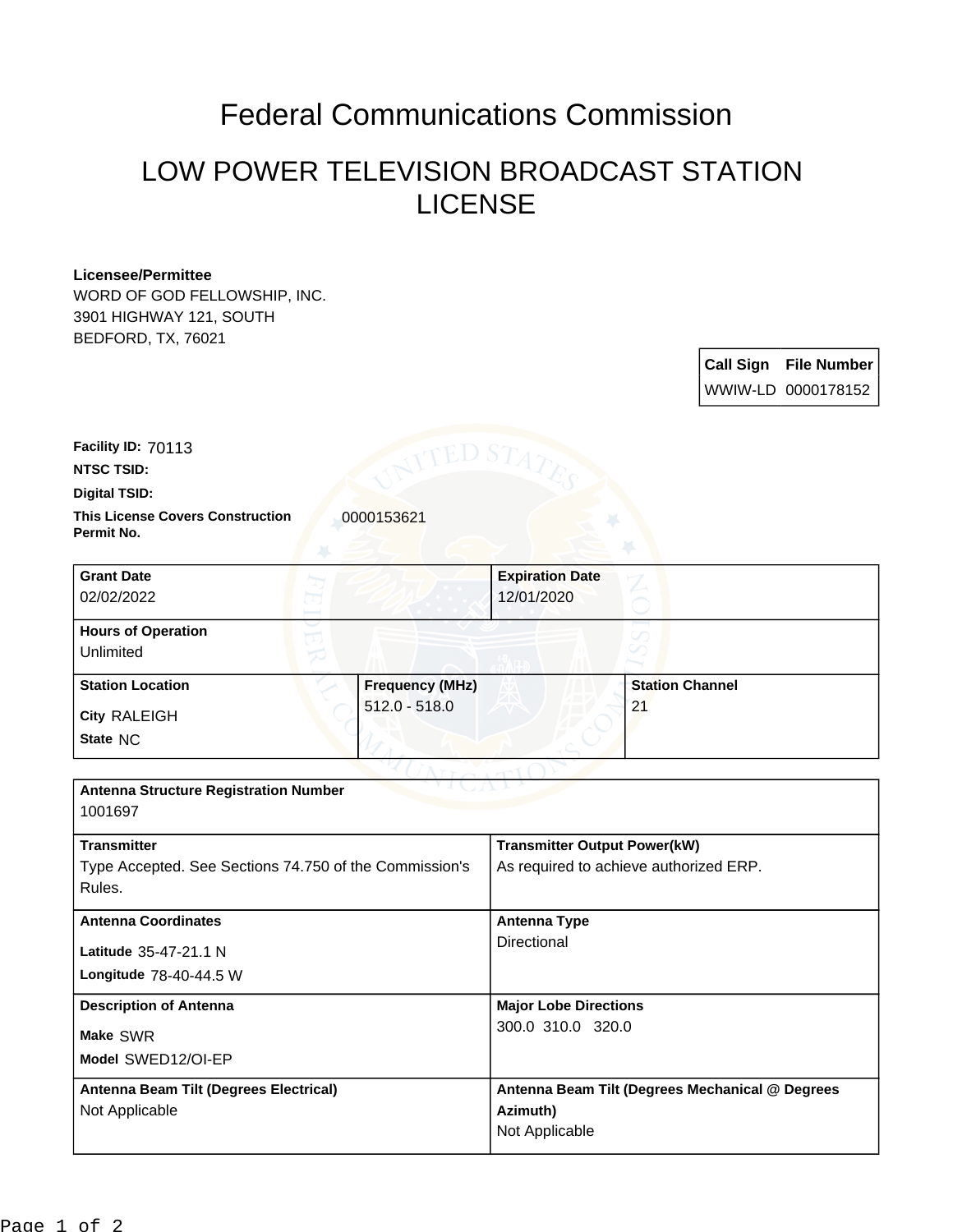# Federal Communications Commission

## LOW POWER TELEVISION BROADCAST STATION LICENSE

**Licensee/Permittee**
WORD OF GOD FELLOWSHIP, INC.
3901 HIGHWAY 121, SOUTH
BEDFORD, TX, 76021

| Call Sign | File Number |
|---|---|
| WWIW-LD | 0000178152 |

**Facility ID:** 70113
**NTSC TSID:**
**Digital TSID:**
**This License Covers Construction Permit No.** 0000153621

| Grant Date | Expiration Date |
|---|---|
| 02/02/2022 | 12/01/2020 |

| Hours of Operation |
|---|
| Unlimited |

| Station Location | Frequency (MHz) | Station Channel |
|---|---|---|
| City RALEIGH<br>State NC | 512.0 - 518.0 | 21 |

| Antenna Structure Registration Number | |
|---|---|
| 1001697 | |
| **Transmitter** | **Transmitter Output Power(kW)** |
| Type Accepted. See Sections 74.750 of the Commission's Rules. | As required to achieve authorized ERP. |
| **Antenna Coordinates** | **Antenna Type** |
| Latitude 35-47-21.1 N<br>Longitude 78-40-44.5 W | Directional |
| **Description of Antenna** | **Major Lobe Directions** |
| Make SWR<br>Model SWED12/OI-EP | 300.0 310.0 320.0 |
| **Antenna Beam Tilt (Degrees Electrical)** | **Antenna Beam Tilt (Degrees Mechanical @ Degrees Azimuth)** |
| Not Applicable | Not Applicable |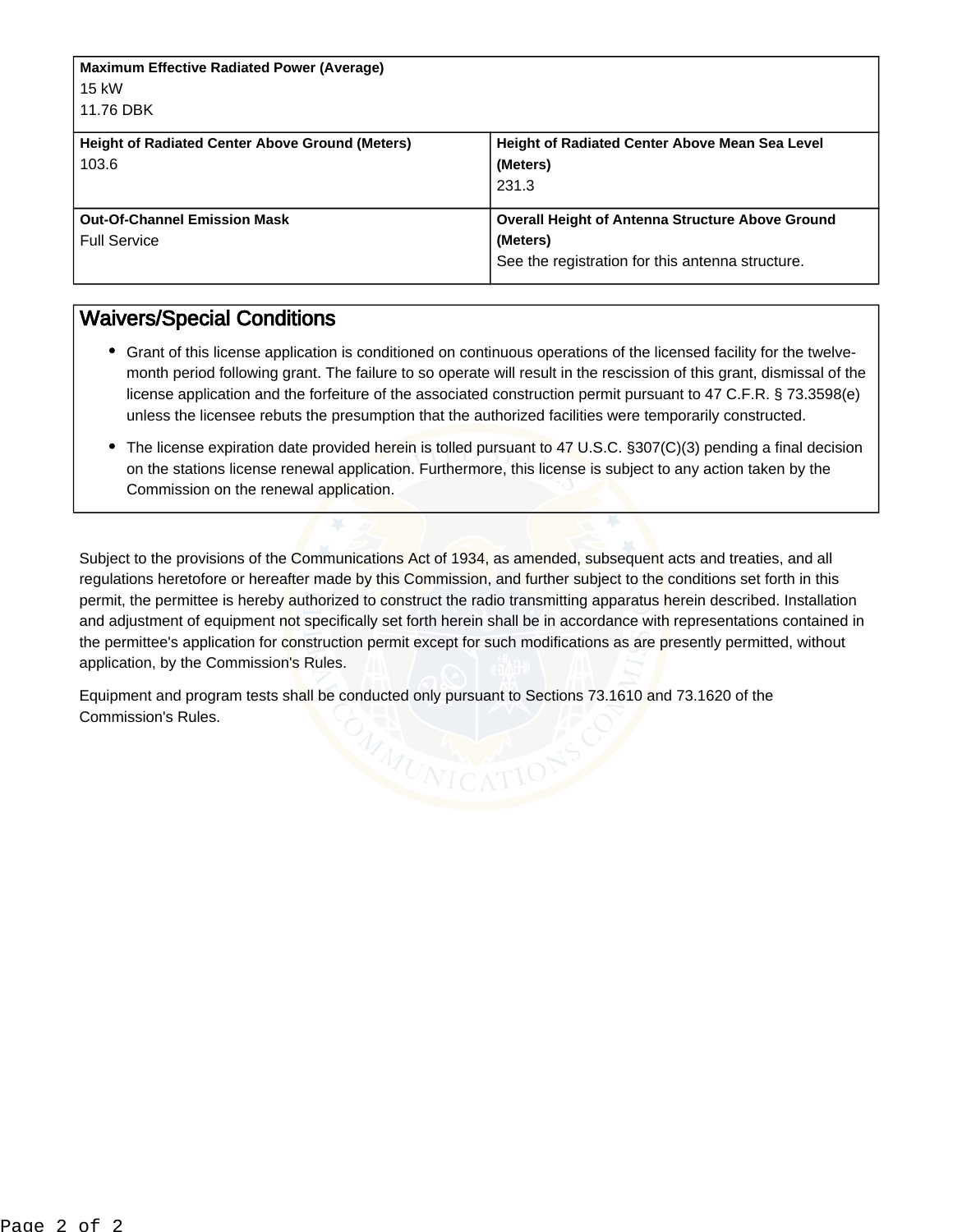| | |
|---|---|
| **Maximum Effective Radiated Power (Average)**<br>15 kW<br>11.76 DBK | |
| **Height of Radiated Center Above Ground (Meters)**<br>103.6 | **Height of Radiated Center Above Mean Sea Level (Meters)**<br>231.3 |
| **Out-Of-Channel Emission Mask**<br>Full Service | **Overall Height of Antenna Structure Above Ground (Meters)**<br>See the registration for this antenna structure. |

## Waivers/Special Conditions

- Grant of this license application is conditioned on continuous operations of the licensed facility for the twelve-month period following grant. The failure to so operate will result in the rescission of this grant, dismissal of the license application and the forfeiture of the associated construction permit pursuant to 47 C.F.R. § 73.3598(e) unless the licensee rebuts the presumption that the authorized facilities were temporarily constructed.
- The license expiration date provided herein is tolled pursuant to 47 U.S.C. §307(C)(3) pending a final decision on the stations license renewal application. Furthermore, this license is subject to any action taken by the Commission on the renewal application.

Subject to the provisions of the Communications Act of 1934, as amended, subsequent acts and treaties, and all regulations heretofore or hereafter made by this Commission, and further subject to the conditions set forth in this permit, the permittee is hereby authorized to construct the radio transmitting apparatus herein described. Installation and adjustment of equipment not specifically set forth herein shall be in accordance with representations contained in the permittee's application for construction permit except for such modifications as are presently permitted, without application, by the Commission's Rules.

Equipment and program tests shall be conducted only pursuant to Sections 73.1610 and 73.1620 of the Commission's Rules.